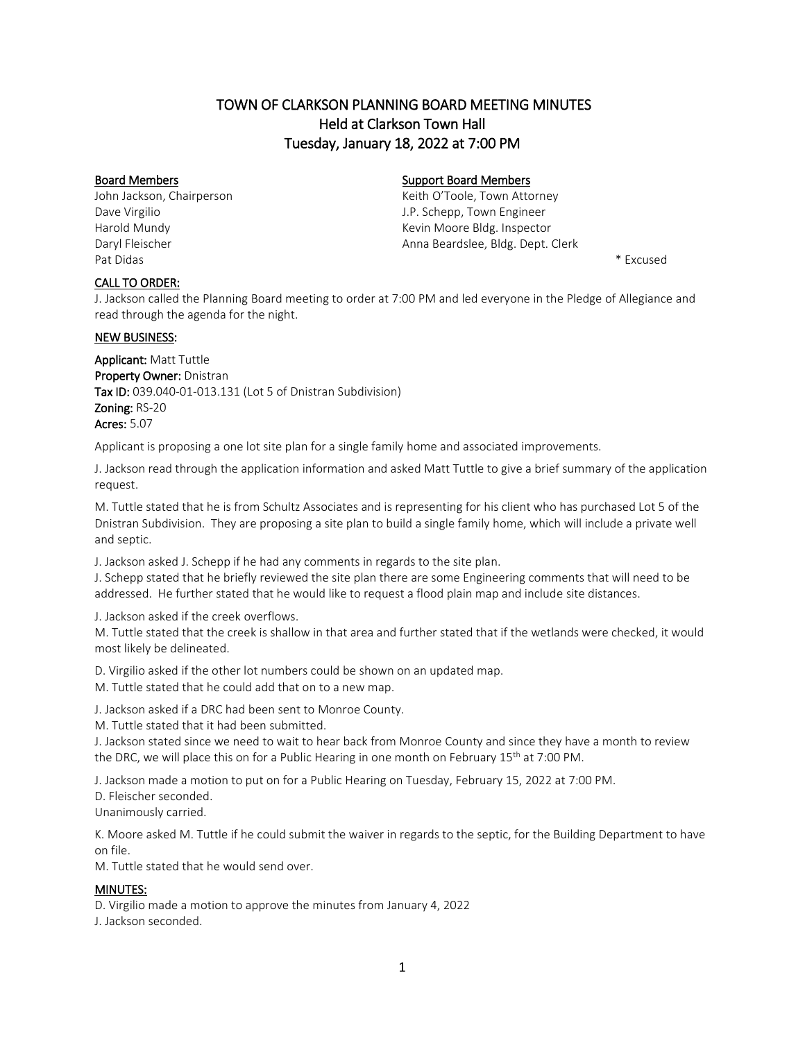# TOWN OF CLARKSON PLANNING BOARD MEETING MINUTES
## Held at Clarkson Town Hall
## Tuesday, January 18, 2022 at 7:00 PM

| Board Members | Support Board Members |
|---|---|
| John Jackson, Chairperson | Keith O'Toole, Town Attorney |
| Dave Virgilio | J.P. Schepp, Town Engineer |
| Harold Mundy | Kevin Moore Bldg. Inspector |
| Daryl Fleischer | Anna Beardslee, Bldg. Dept. Clerk |
| Pat Didas | |

\* Excused

**CALL TO ORDER:**

J. Jackson called the Planning Board meeting to order at 7:00 PM and led everyone in the Pledge of Allegiance and read through the agenda for the night.

**NEW BUSINESS:**

**Applicant:** Matt Tuttle
**Property Owner:** Dnistran
**Tax ID:** 039.040-01-013.131 (Lot 5 of Dnistran Subdivision)
**Zoning:** RS-20
**Acres:** 5.07

Applicant is proposing a one lot site plan for a single family home and associated improvements.

J. Jackson read through the application information and asked Matt Tuttle to give a brief summary of the application request.

M. Tuttle stated that he is from Schultz Associates and is representing for his client who has purchased Lot 5 of the Dnistran Subdivision. They are proposing a site plan to build a single family home, which will include a private well and septic.

J. Jackson asked J. Schepp if he had any comments in regards to the site plan.
J. Schepp stated that he briefly reviewed the site plan there are some Engineering comments that will need to be addressed. He further stated that he would like to request a flood plain map and include site distances.

J. Jackson asked if the creek overflows.
M. Tuttle stated that the creek is shallow in that area and further stated that if the wetlands were checked, it would most likely be delineated.

D. Virgilio asked if the other lot numbers could be shown on an updated map.
M. Tuttle stated that he could add that on to a new map.

J. Jackson asked if a DRC had been sent to Monroe County.
M. Tuttle stated that it had been submitted.
J. Jackson stated since we need to wait to hear back from Monroe County and since they have a month to review the DRC, we will place this on for a Public Hearing in one month on February 15th at 7:00 PM.

J. Jackson made a motion to put on for a Public Hearing on Tuesday, February 15, 2022 at 7:00 PM.
D. Fleischer seconded.
Unanimously carried.

K. Moore asked M. Tuttle if he could submit the waiver in regards to the septic, for the Building Department to have on file.
M. Tuttle stated that he would send over.

**MINUTES:**

D. Virgilio made a motion to approve the minutes from January 4, 2022
J. Jackson seconded.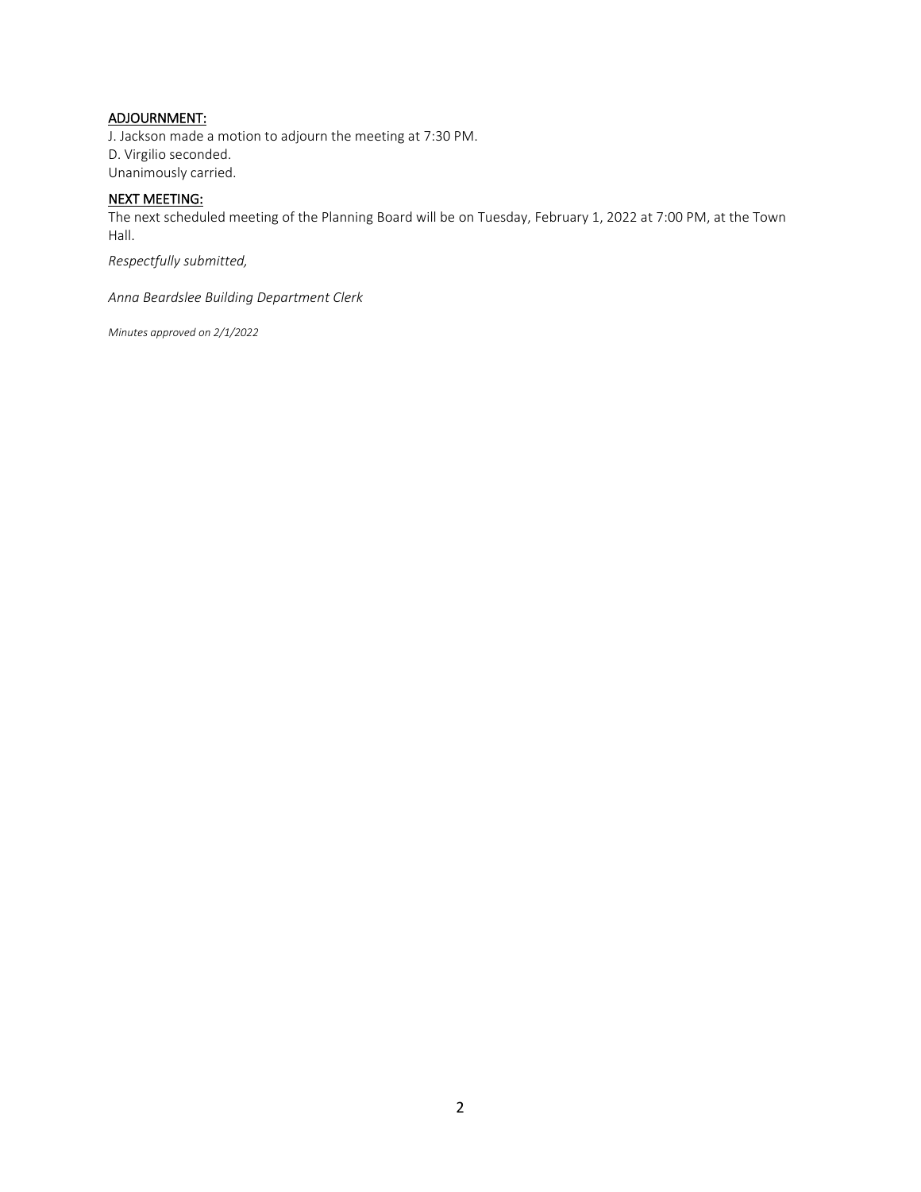## ADJOURNMENT:

J. Jackson made a motion to adjourn the meeting at 7:30 PM.
D. Virgilio seconded.
Unanimously carried.

## NEXT MEETING:

The next scheduled meeting of the Planning Board will be on Tuesday, February 1, 2022 at 7:00 PM, at the Town Hall.

*Respectfully submitted,*

*Anna Beardslee Building Department Clerk*

*Minutes approved on 2/1/2022*